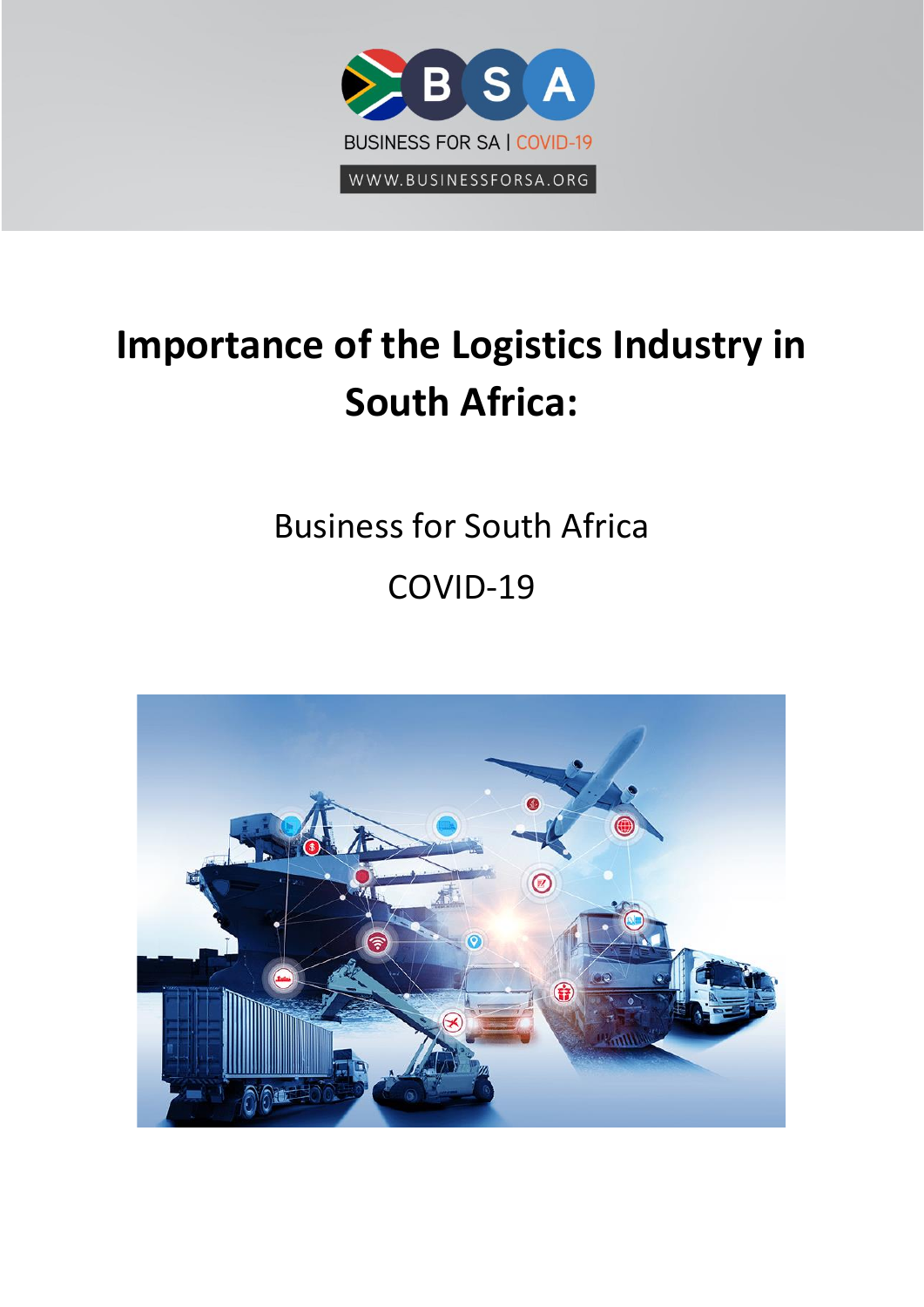BUSINESS FOR SA | COVID-19

WWW.BUSINESSFORSA.ORG

# Importance of the Logistics Industry in South Africa:

Business for South Africa

COVID-19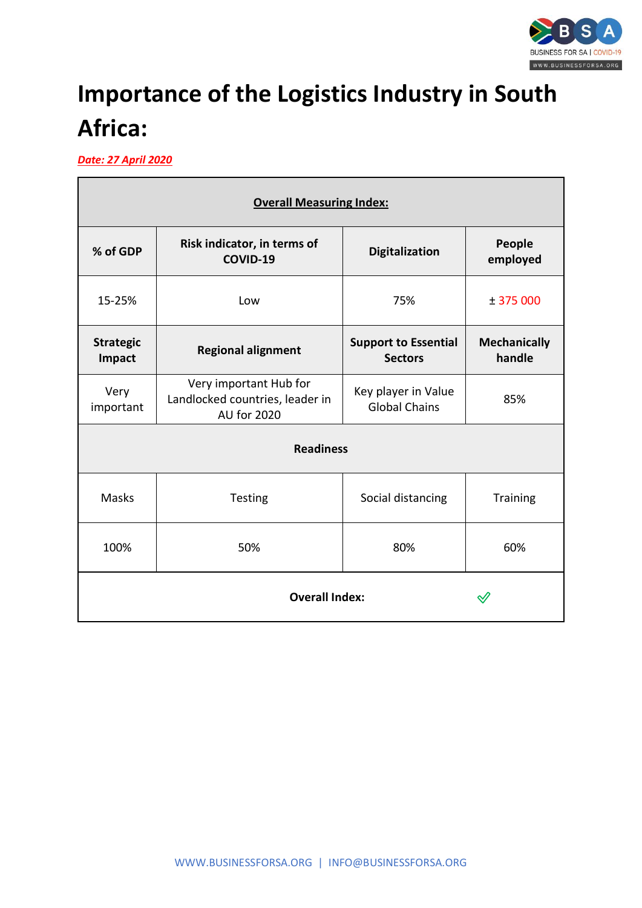# Importance of the Logistics Industry in South Africa:

***Date: 27 April 2020***

| **Overall Measuring Index:** | | | |
|---|---|---|---|
| **% of GDP** | **Risk indicator, in terms of COVID-19** | **Digitalization** | **People employed** |
| 15-25% | Low | 75% | ± 375 000 |
| **Strategic Impact** | **Regional alignment** | **Support to Essential Sectors** | **Mechanically handle** |
| Very important | Very important Hub for Landlocked countries, leader in AU for 2020 | Key player in Value Global Chains | 85% |
| **Readiness** | | | |
| Masks | Testing | Social distancing | Training |
| 100% | 50% | 80% | 60% |
| **Overall Index:** ✓ | | | |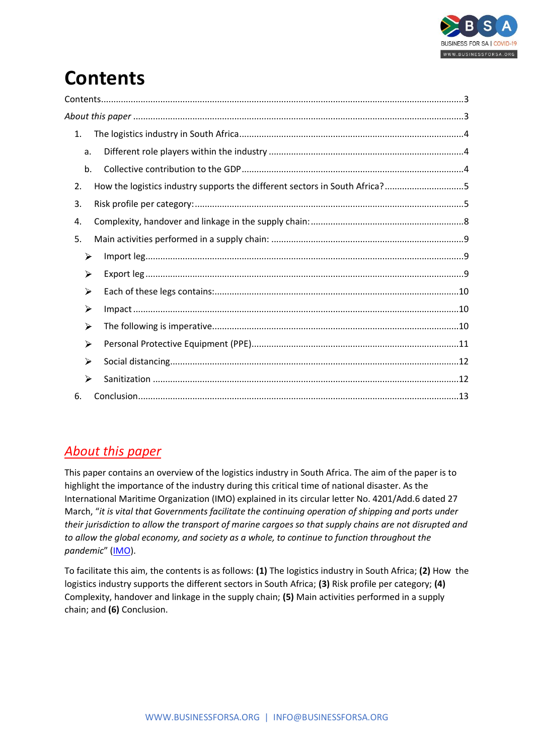# Contents

Contents....................................................................................................................................3

*About this paper* ..........................................................................................................................3

1. The logistics industry in South Africa..........................................................................................4
   - a. Different role players within the industry ............................................................................4
   - b. Collective contribution to the GDP........................................................................................4
2. How the logistics industry supports the different sectors in South Africa?...............................5
3. Risk profile per category:.............................................................................................................5
4. Complexity, handover and linkage in the supply chain:.............................................................8
5. Main activities performed in a supply chain: ............................................................................9
   - ➢ Import leg...............................................................................................................................9
   - ➢ Export leg ..............................................................................................................................9
   - ➢ Each of these legs contains:.................................................................................................10
   - ➢ Impact ..................................................................................................................................10
   - ➢ The following is imperative..................................................................................................10
   - ➢ Personal Protective Equipment (PPE)..................................................................................11
   - ➢ Social distancing...................................................................................................................12
   - ➢ Sanitization ..........................................................................................................................12
6. Conclusion.................................................................................................................................13

## *About this paper*

This paper contains an overview of the logistics industry in South Africa. The aim of the paper is to highlight the importance of the industry during this critical time of national disaster. As the International Maritime Organization (IMO) explained in its circular letter No. 4201/Add.6 dated 27 March, "*it is vital that Governments facilitate the continuing operation of shipping and ports under their jurisdiction to allow the transport of marine cargoes so that supply chains are not disrupted and to allow the global economy, and society as a whole, to continue to function throughout the pandemic*" (IMO).

To facilitate this aim, the contents is as follows: **(1)** The logistics industry in South Africa; **(2)** How the logistics industry supports the different sectors in South Africa; **(3)** Risk profile per category; **(4)** Complexity, handover and linkage in the supply chain; **(5)** Main activities performed in a supply chain; and **(6)** Conclusion.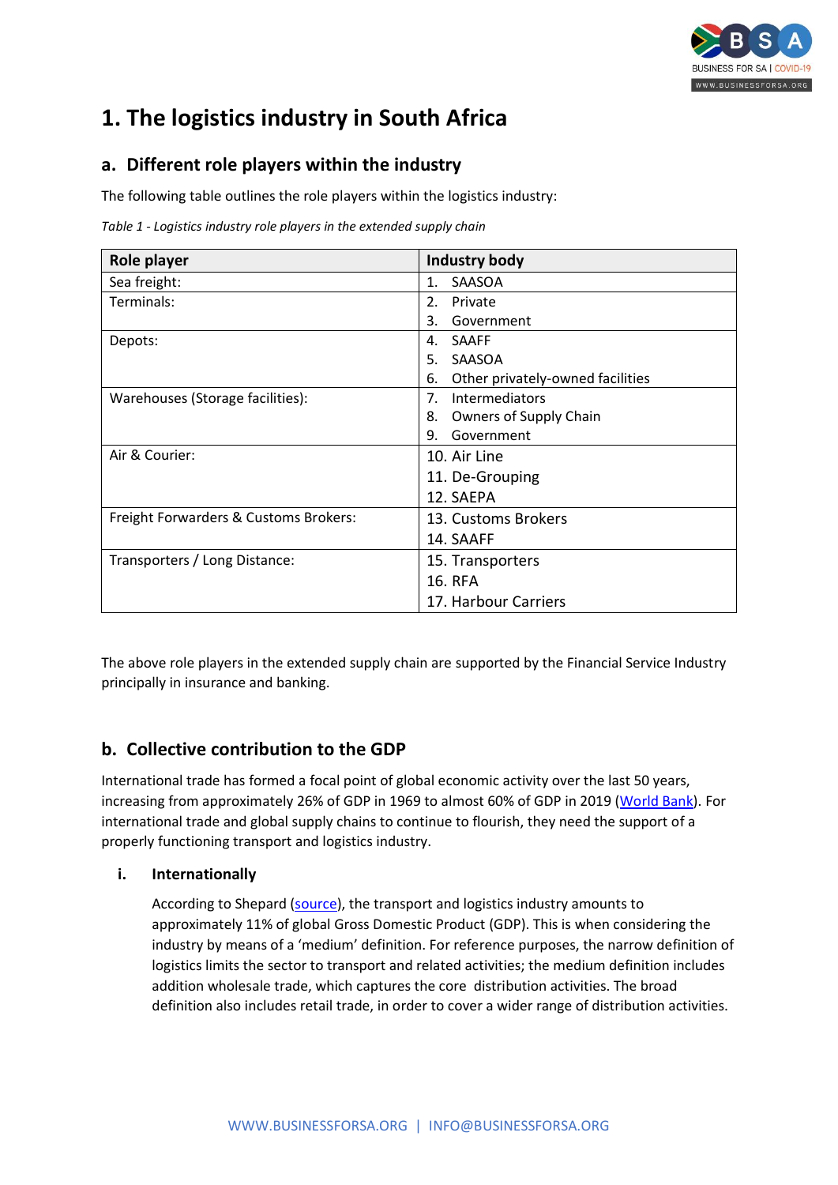# 1. The logistics industry in South Africa

## a. Different role players within the industry

The following table outlines the role players within the logistics industry:

*Table 1 - Logistics industry role players in the extended supply chain*

| Role player | Industry body |
|---|---|
| Sea freight: | 1. SAASOA |
| Terminals: | 2. Private<br>3. Government |
| Depots: | 4. SAAFF<br>5. SAASOA<br>6. Other privately-owned facilities |
| Warehouses (Storage facilities): | 7. Intermediators<br>8. Owners of Supply Chain<br>9. Government |
| Air & Courier: | 10. Air Line<br>11. De-Grouping<br>12. SAEPA |
| Freight Forwarders & Customs Brokers: | 13. Customs Brokers<br>14. SAAFF |
| Transporters / Long Distance: | 15. Transporters<br>16. RFA<br>17. Harbour Carriers |

The above role players in the extended supply chain are supported by the Financial Service Industry principally in insurance and banking.

## b. Collective contribution to the GDP

International trade has formed a focal point of global economic activity over the last 50 years, increasing from approximately 26% of GDP in 1969 to almost 60% of GDP in 2019 (World Bank). For international trade and global supply chains to continue to flourish, they need the support of a properly functioning transport and logistics industry.

### i. Internationally

According to Shepard (source), the transport and logistics industry amounts to approximately 11% of global Gross Domestic Product (GDP). This is when considering the industry by means of a 'medium' definition. For reference purposes, the narrow definition of logistics limits the sector to transport and related activities; the medium definition includes addition wholesale trade, which captures the core distribution activities. The broad definition also includes retail trade, in order to cover a wider range of distribution activities.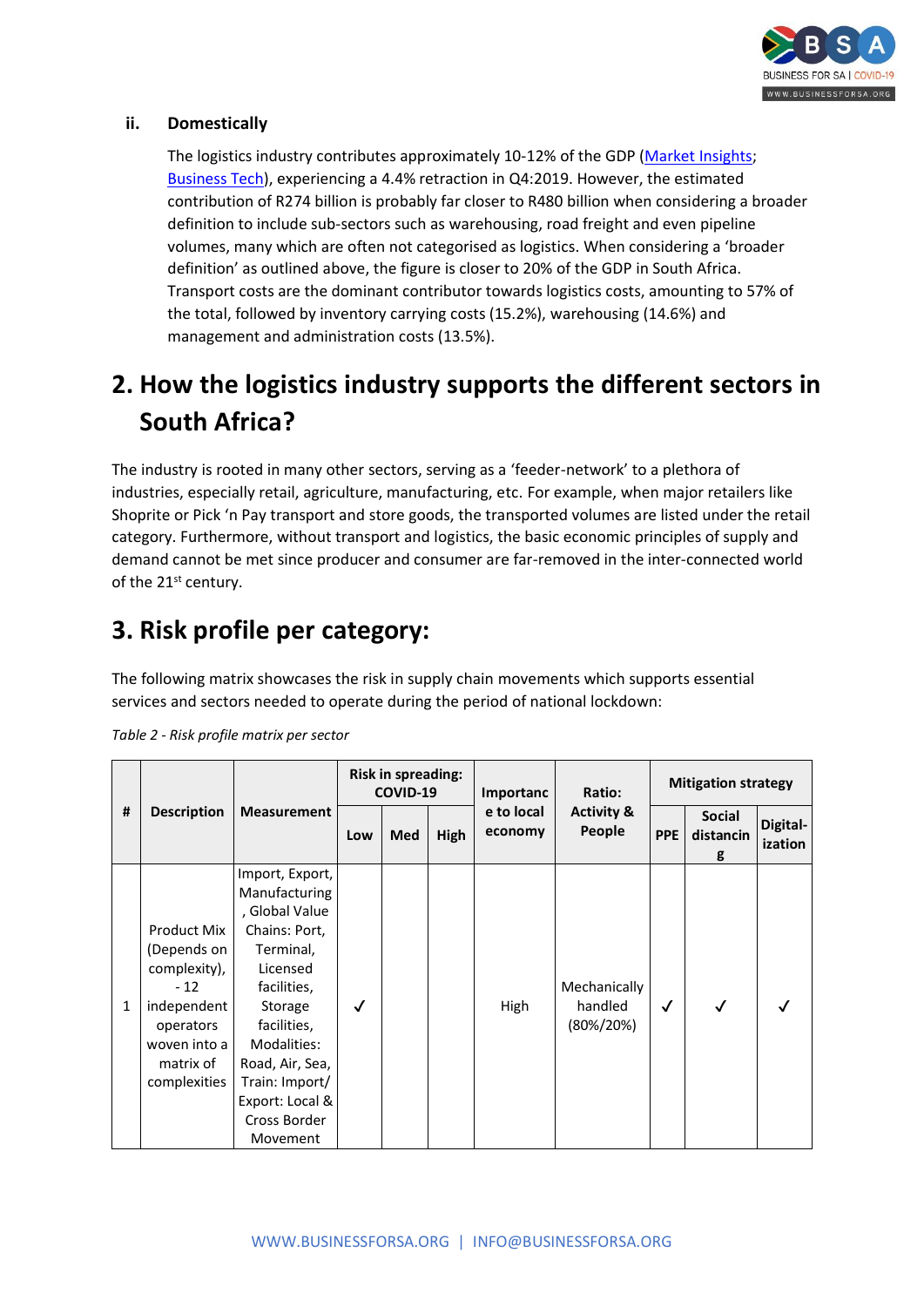### ii. Domestically

The logistics industry contributes approximately 10-12% of the GDP (Market Insights; Business Tech), experiencing a 4.4% retraction in Q4:2019. However, the estimated contribution of R274 billion is probably far closer to R480 billion when considering a broader definition to include sub-sectors such as warehousing, road freight and even pipeline volumes, many which are often not categorised as logistics. When considering a 'broader definition' as outlined above, the figure is closer to 20% of the GDP in South Africa. Transport costs are the dominant contributor towards logistics costs, amounting to 57% of the total, followed by inventory carrying costs (15.2%), warehousing (14.6%) and management and administration costs (13.5%).

## 2. How the logistics industry supports the different sectors in South Africa?

The industry is rooted in many other sectors, serving as a 'feeder-network' to a plethora of industries, especially retail, agriculture, manufacturing, etc. For example, when major retailers like Shoprite or Pick 'n Pay transport and store goods, the transported volumes are listed under the retail category. Furthermore, without transport and logistics, the basic economic principles of supply and demand cannot be met since producer and consumer are far-removed in the inter-connected world of the 21st century.

## 3. Risk profile per category:

The following matrix showcases the risk in supply chain movements which supports essential services and sectors needed to operate during the period of national lockdown:

*Table 2 - Risk profile matrix per sector*

| # | Description | Measurement | Risk in spreading: COVID-19 | | | Importance to local economy | Ratio: Activity & People | Mitigation strategy | | |
|---|---|---|---|---|---|---|---|---|---|---|
| | | | Low | Med | High | | | PPE | Social distancing | Digital-ization |
| 1 | Product Mix (Depends on complexity), - 12 independent operators woven into a matrix of complexities | Import, Export, Manufacturing, Global Value Chains: Port, Terminal, Licensed facilities, Storage facilities, Modalities: Road, Air, Sea, Train: Import/ Export: Local & Cross Border Movement | ✓ | | | High | Mechanically handled (80%/20%) | ✓ | ✓ | ✓ |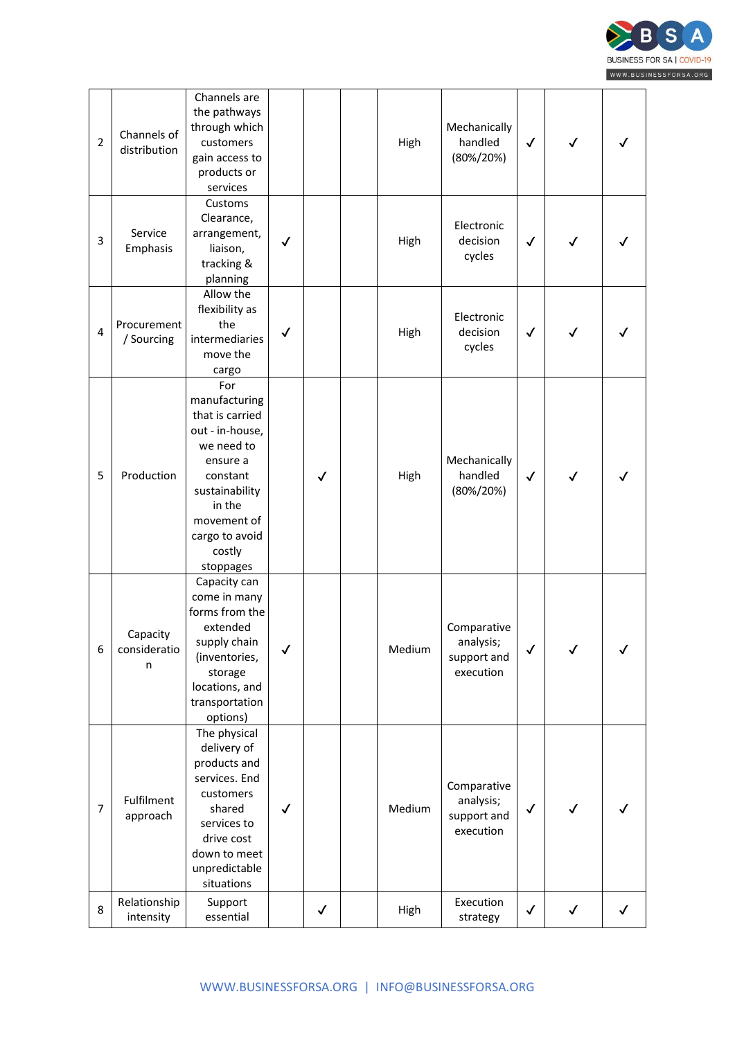| | | | | | | | | | | |
|---|---|---|---|---|---|---|---|---|---|---|
| 2 | Channels of distribution | Channels are the pathways through which customers gain access to products or services | | | | High | Mechanically handled (80%/20%) | ✓ | ✓ | ✓ |
| 3 | Service Emphasis | Customs Clearance, arrangement, liaison, tracking & planning | ✓ | | | High | Electronic decision cycles | ✓ | ✓ | ✓ |
| 4 | Procurement / Sourcing | Allow the flexibility as the intermediaries move the cargo | ✓ | | | High | Electronic decision cycles | ✓ | ✓ | ✓ |
| 5 | Production | For manufacturing that is carried out - in-house, we need to ensure a constant sustainability in the movement of cargo to avoid costly stoppages | | ✓ | | High | Mechanically handled (80%/20%) | ✓ | ✓ | ✓ |
| 6 | Capacity consideration | Capacity can come in many forms from the extended supply chain (inventories, storage locations, and transportation options) | ✓ | | | Medium | Comparative analysis; support and execution | ✓ | ✓ | ✓ |
| 7 | Fulfilment approach | The physical delivery of products and services. End customers shared services to drive cost down to meet unpredictable situations | ✓ | | | Medium | Comparative analysis; support and execution | ✓ | ✓ | ✓ |
| 8 | Relationship intensity | Support essential | | ✓ | | High | Execution strategy | ✓ | ✓ | ✓ |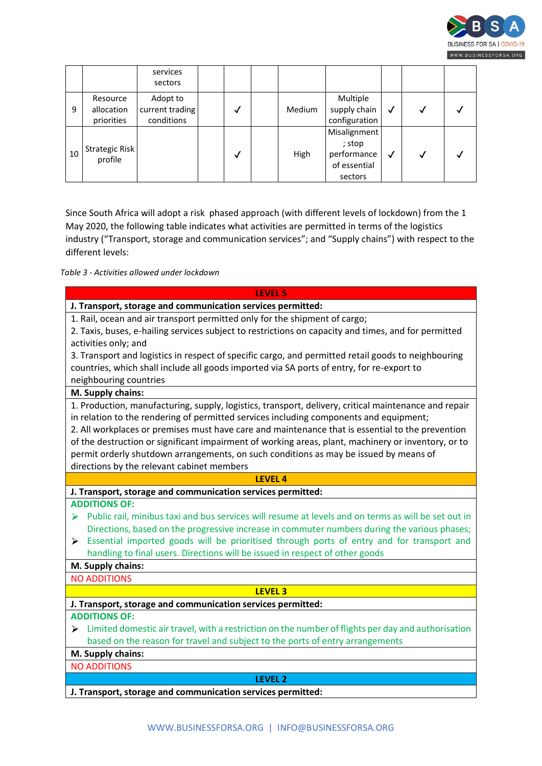|  |  | services sectors |  |  |  |  |  |  |  |  |
|---|---|---|---|---|---|---|---|---|---|---|
| 9 | Resource allocation priorities | Adopt to current trading conditions |  | ✓ |  | Medium | Multiple supply chain configuration | ✓ | ✓ | ✓ |
| 10 | Strategic Risk profile |  |  | ✓ |  | High | Misalignment ; stop performance of essential sectors | ✓ | ✓ | ✓ |

Since South Africa will adopt a risk phased approach (with different levels of lockdown) from the 1 May 2020, the following table indicates what activities are permitted in terms of the logistics industry ("Transport, storage and communication services"; and "Supply chains") with respect to the different levels:

*Table 3 - Activities allowed under lockdown*

| **LEVEL 5** |
|---|
| **J. Transport, storage and communication services permitted:** |
| 1. Rail, ocean and air transport permitted only for the shipment of cargo;<br>2. Taxis, buses, e-hailing services subject to restrictions on capacity and times, and for permitted activities only; and<br>3. Transport and logistics in respect of specific cargo, and permitted retail goods to neighbouring countries, which shall include all goods imported via SA ports of entry, for re-export to neighbouring countries |
| **M. Supply chains:** |
| 1. Production, manufacturing, supply, logistics, transport, delivery, critical maintenance and repair in relation to the rendering of permitted services including components and equipment;<br>2. All workplaces or premises must have care and maintenance that is essential to the prevention of the destruction or significant impairment of working areas, plant, machinery or inventory, or to permit orderly shutdown arrangements, on such conditions as may be issued by means of directions by the relevant cabinet members |
| **LEVEL 4** |
| **J. Transport, storage and communication services permitted:** |
| **ADDITIONS OF:**<br>➢ Public rail, minibus taxi and bus services will resume at levels and on terms as will be set out in Directions, based on the progressive increase in commuter numbers during the various phases;<br>➢ Essential imported goods will be prioritised through ports of entry and for transport and handling to final users. Directions will be issued in respect of other goods |
| **M. Supply chains:** |
| NO ADDITIONS |
| **LEVEL 3** |
| **J. Transport, storage and communication services permitted:** |
| **ADDITIONS OF:**<br>➢ Limited domestic air travel, with a restriction on the number of flights per day and authorisation based on the reason for travel and subject to the ports of entry arrangements |
| **M. Supply chains:** |
| NO ADDITIONS |
| **LEVEL 2** |
| **J. Transport, storage and communication services permitted:** |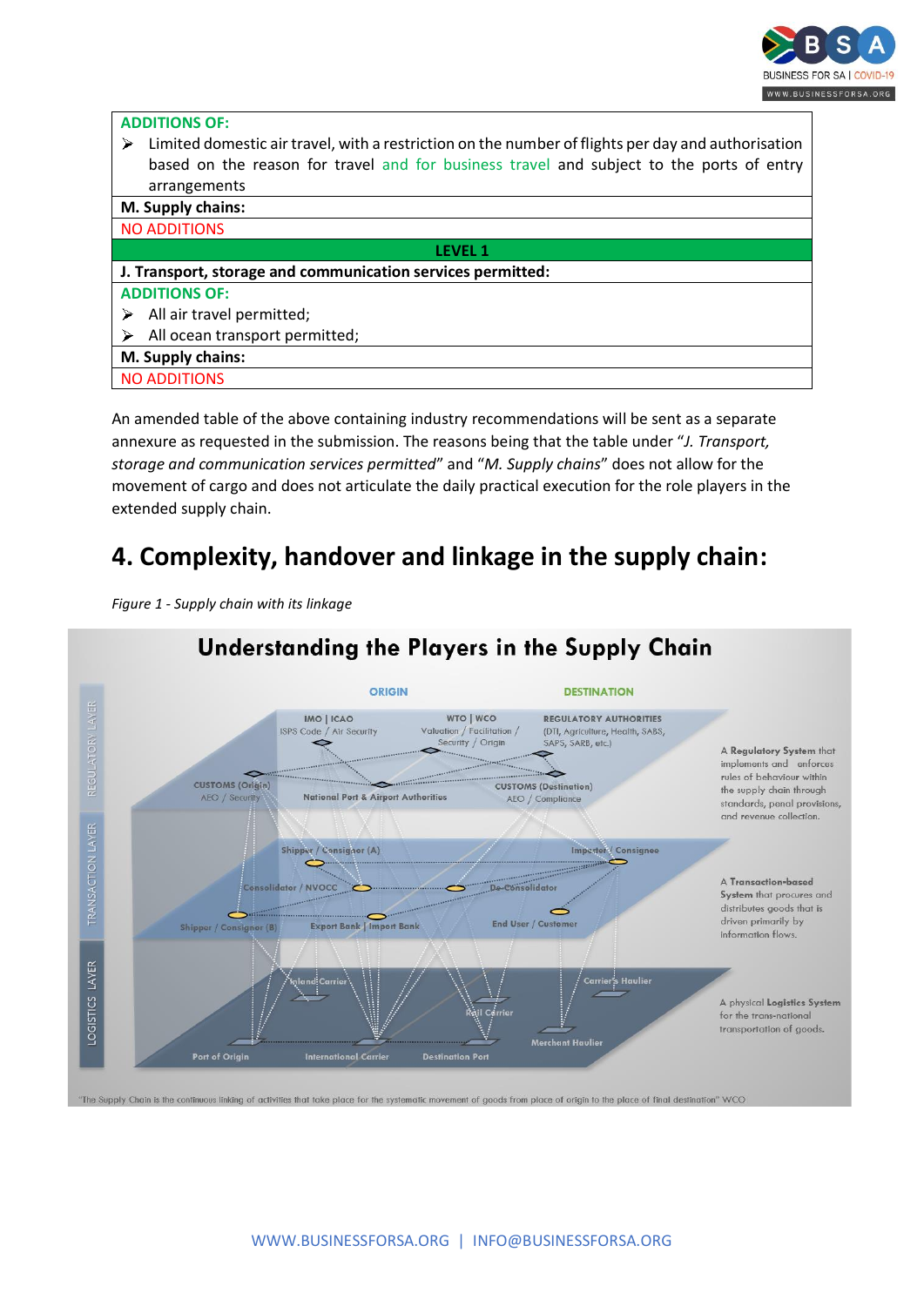| ADDITIONS OF: |
| --- |
| ➢ Limited domestic air travel, with a restriction on the number of flights per day and authorisation based on the reason for travel and for business travel and subject to the ports of entry arrangements |
| **M. Supply chains:** |
| NO ADDITIONS |
| **LEVEL 1** |
| **J. Transport, storage and communication services permitted:** |
| ADDITIONS OF: ➢ All air travel permitted; ➢ All ocean transport permitted; |
| **M. Supply chains:** |
| NO ADDITIONS |

An amended table of the above containing industry recommendations will be sent as a separate annexure as requested in the submission. The reasons being that the table under "*J. Transport, storage and communication services permitted*" and "*M. Supply chains*" does not allow for the movement of cargo and does not articulate the daily practical execution for the role players in the extended supply chain.

## 4. Complexity, handover and linkage in the supply chain:

*Figure 1 - Supply chain with its linkage*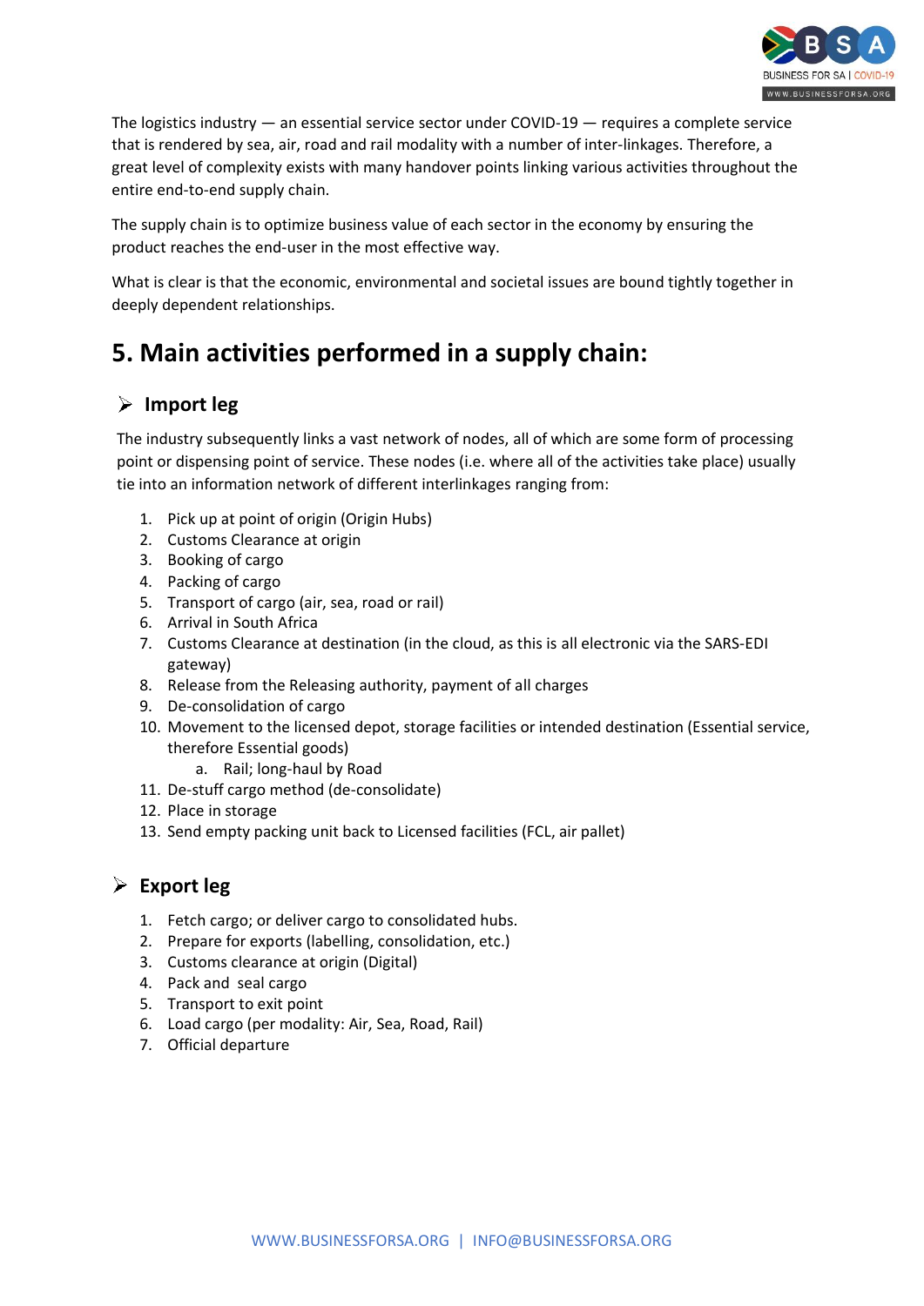The logistics industry — an essential service sector under COVID-19 — requires a complete service that is rendered by sea, air, road and rail modality with a number of inter-linkages. Therefore, a great level of complexity exists with many handover points linking various activities throughout the entire end-to-end supply chain.

The supply chain is to optimize business value of each sector in the economy by ensuring the product reaches the end-user in the most effective way.

What is clear is that the economic, environmental and societal issues are bound tightly together in deeply dependent relationships.

## 5. Main activities performed in a supply chain:

### ➢ Import leg

The industry subsequently links a vast network of nodes, all of which are some form of processing point or dispensing point of service. These nodes (i.e. where all of the activities take place) usually tie into an information network of different interlinkages ranging from:

1. Pick up at point of origin (Origin Hubs)
2. Customs Clearance at origin
3. Booking of cargo
4. Packing of cargo
5. Transport of cargo (air, sea, road or rail)
6. Arrival in South Africa
7. Customs Clearance at destination (in the cloud, as this is all electronic via the SARS-EDI gateway)
8. Release from the Releasing authority, payment of all charges
9. De-consolidation of cargo
10. Movement to the licensed depot, storage facilities or intended destination (Essential service, therefore Essential goods)
    a. Rail; long-haul by Road
11. De-stuff cargo method (de-consolidate)
12. Place in storage
13. Send empty packing unit back to Licensed facilities (FCL, air pallet)

### ➢ Export leg

1. Fetch cargo; or deliver cargo to consolidated hubs.
2. Prepare for exports (labelling, consolidation, etc.)
3. Customs clearance at origin (Digital)
4. Pack and seal cargo
5. Transport to exit point
6. Load cargo (per modality: Air, Sea, Road, Rail)
7. Official departure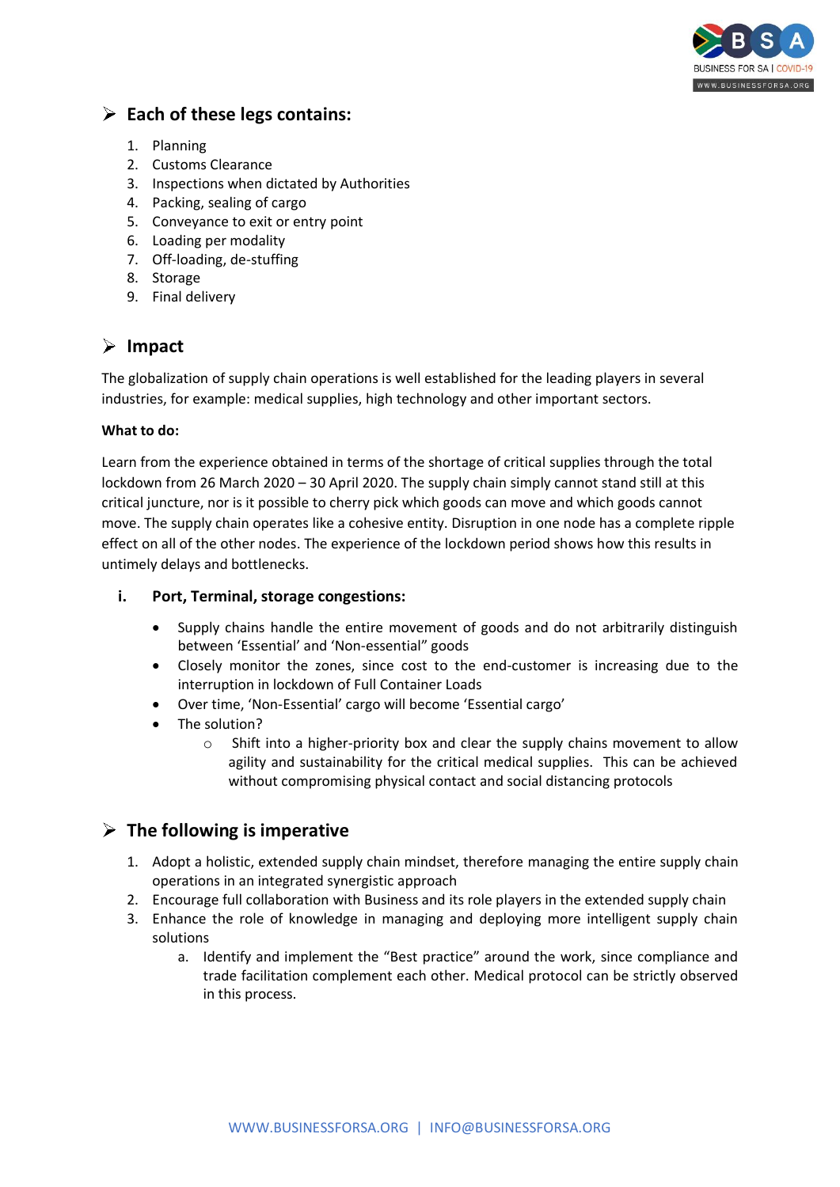## Each of these legs contains:

1. Planning
2. Customs Clearance
3. Inspections when dictated by Authorities
4. Packing, sealing of cargo
5. Conveyance to exit or entry point
6. Loading per modality
7. Off-loading, de-stuffing
8. Storage
9. Final delivery

## Impact

The globalization of supply chain operations is well established for the leading players in several industries, for example: medical supplies, high technology and other important sectors.

**What to do:**

Learn from the experience obtained in terms of the shortage of critical supplies through the total lockdown from 26 March 2020 – 30 April 2020. The supply chain simply cannot stand still at this critical juncture, nor is it possible to cherry pick which goods can move and which goods cannot move. The supply chain operates like a cohesive entity. Disruption in one node has a complete ripple effect on all of the other nodes. The experience of the lockdown period shows how this results in untimely delays and bottlenecks.

**i. Port, Terminal, storage congestions:**

- Supply chains handle the entire movement of goods and do not arbitrarily distinguish between 'Essential' and 'Non-essential" goods
- Closely monitor the zones, since cost to the end-customer is increasing due to the interruption in lockdown of Full Container Loads
- Over time, 'Non-Essential' cargo will become 'Essential cargo'
- The solution?
    - Shift into a higher-priority box and clear the supply chains movement to allow agility and sustainability for the critical medical supplies. This can be achieved without compromising physical contact and social distancing protocols

## The following is imperative

1. Adopt a holistic, extended supply chain mindset, therefore managing the entire supply chain operations in an integrated synergistic approach
2. Encourage full collaboration with Business and its role players in the extended supply chain
3. Enhance the role of knowledge in managing and deploying more intelligent supply chain solutions
    a. Identify and implement the "Best practice" around the work, since compliance and trade facilitation complement each other. Medical protocol can be strictly observed in this process.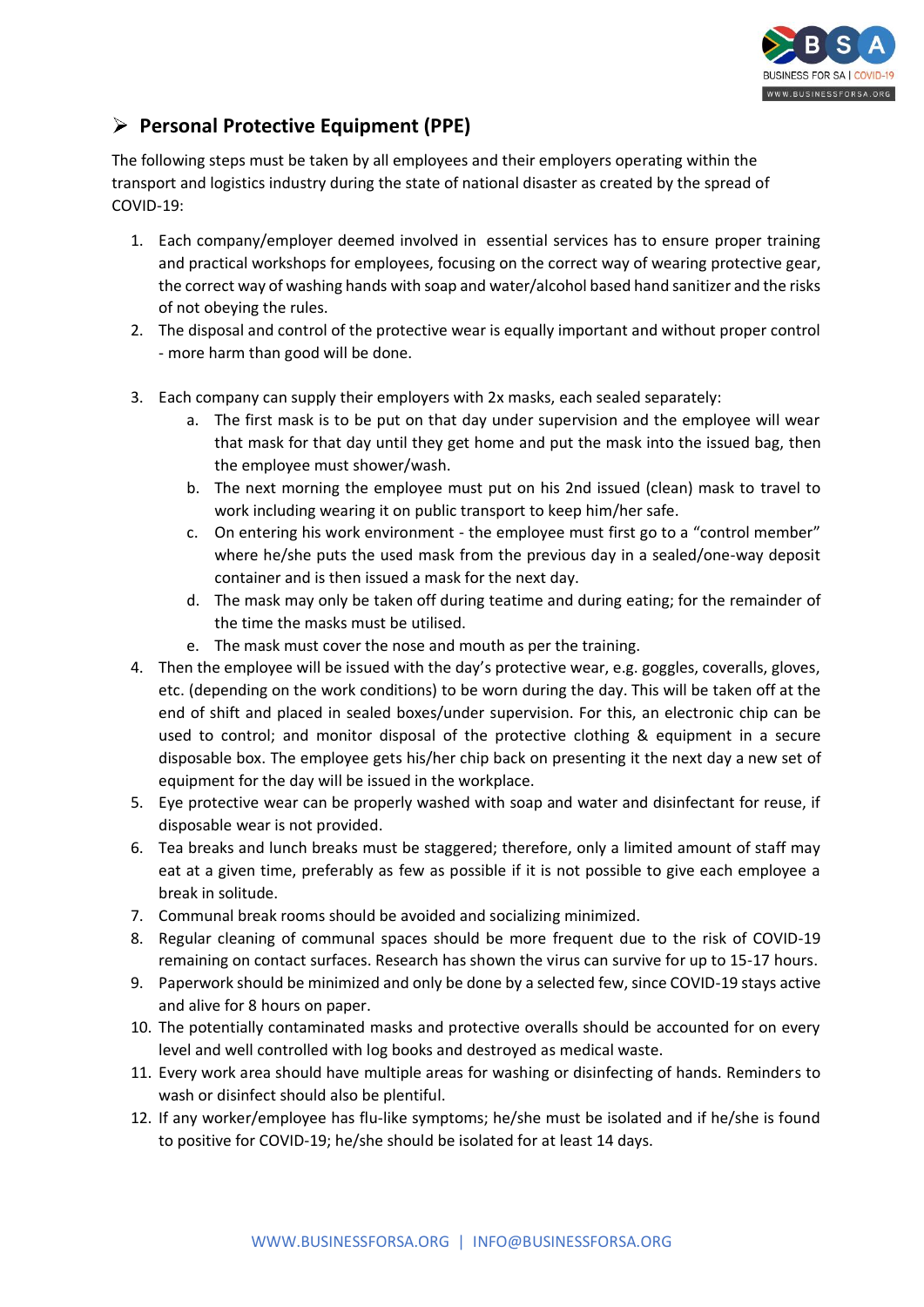## Personal Protective Equipment (PPE)

The following steps must be taken by all employees and their employers operating within the transport and logistics industry during the state of national disaster as created by the spread of COVID-19:

1. Each company/employer deemed involved in essential services has to ensure proper training and practical workshops for employees, focusing on the correct way of wearing protective gear, the correct way of washing hands with soap and water/alcohol based hand sanitizer and the risks of not obeying the rules.
2. The disposal and control of the protective wear is equally important and without proper control - more harm than good will be done.
3. Each company can supply their employers with 2x masks, each sealed separately:
   a. The first mask is to be put on that day under supervision and the employee will wear that mask for that day until they get home and put the mask into the issued bag, then the employee must shower/wash.
   b. The next morning the employee must put on his 2nd issued (clean) mask to travel to work including wearing it on public transport to keep him/her safe.
   c. On entering his work environment - the employee must first go to a "control member" where he/she puts the used mask from the previous day in a sealed/one-way deposit container and is then issued a mask for the next day.
   d. The mask may only be taken off during teatime and during eating; for the remainder of the time the masks must be utilised.
   e. The mask must cover the nose and mouth as per the training.
4. Then the employee will be issued with the day's protective wear, e.g. goggles, coveralls, gloves, etc. (depending on the work conditions) to be worn during the day. This will be taken off at the end of shift and placed in sealed boxes/under supervision. For this, an electronic chip can be used to control; and monitor disposal of the protective clothing & equipment in a secure disposable box. The employee gets his/her chip back on presenting it the next day a new set of equipment for the day will be issued in the workplace.
5. Eye protective wear can be properly washed with soap and water and disinfectant for reuse, if disposable wear is not provided.
6. Tea breaks and lunch breaks must be staggered; therefore, only a limited amount of staff may eat at a given time, preferably as few as possible if it is not possible to give each employee a break in solitude.
7. Communal break rooms should be avoided and socializing minimized.
8. Regular cleaning of communal spaces should be more frequent due to the risk of COVID-19 remaining on contact surfaces. Research has shown the virus can survive for up to 15-17 hours.
9. Paperwork should be minimized and only be done by a selected few, since COVID-19 stays active and alive for 8 hours on paper.
10. The potentially contaminated masks and protective overalls should be accounted for on every level and well controlled with log books and destroyed as medical waste.
11. Every work area should have multiple areas for washing or disinfecting of hands. Reminders to wash or disinfect should also be plentiful.
12. If any worker/employee has flu-like symptoms; he/she must be isolated and if he/she is found to positive for COVID-19; he/she should be isolated for at least 14 days.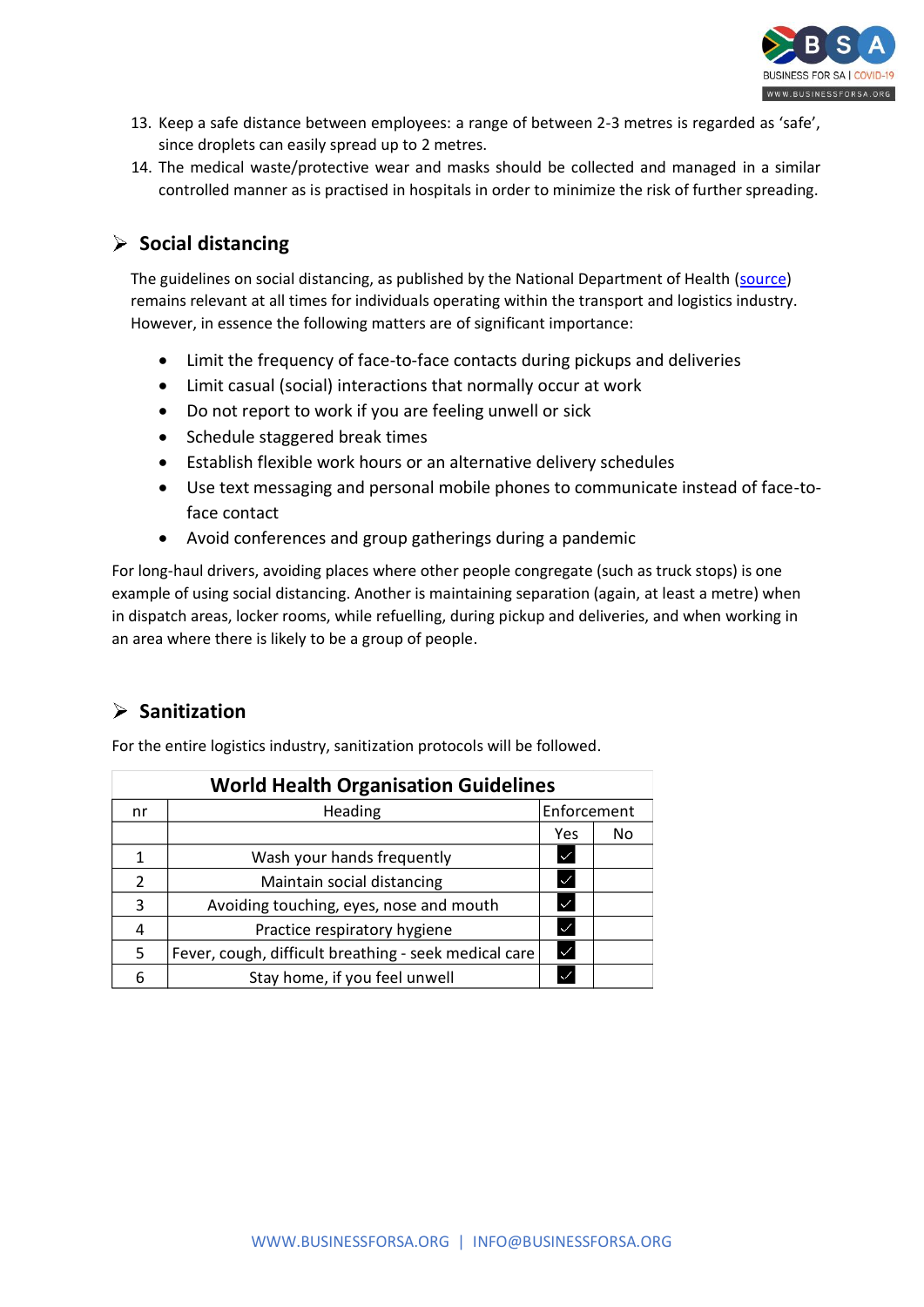13. Keep a safe distance between employees: a range of between 2-3 metres is regarded as 'safe', since droplets can easily spread up to 2 metres.
14. The medical waste/protective wear and masks should be collected and managed in a similar controlled manner as is practised in hospitals in order to minimize the risk of further spreading.

## Social distancing

The guidelines on social distancing, as published by the National Department of Health ([source]()) remains relevant at all times for individuals operating within the transport and logistics industry. However, in essence the following matters are of significant importance:

- Limit the frequency of face-to-face contacts during pickups and deliveries
- Limit casual (social) interactions that normally occur at work
- Do not report to work if you are feeling unwell or sick
- Schedule staggered break times
- Establish flexible work hours or an alternative delivery schedules
- Use text messaging and personal mobile phones to communicate instead of face-to-face contact
- Avoid conferences and group gatherings during a pandemic

For long-haul drivers, avoiding places where other people congregate (such as truck stops) is one example of using social distancing. Another is maintaining separation (again, at least a metre) when in dispatch areas, locker rooms, while refuelling, during pickup and deliveries, and when working in an area where there is likely to be a group of people.

## Sanitization

For the entire logistics industry, sanitization protocols will be followed.

| World Health Organisation Guidelines | | | |
|---|---|---|---|
| nr | Heading | Enforcement | |
| | | Yes | No |
| 1 | Wash your hands frequently | ✓ | |
| 2 | Maintain social distancing | ✓ | |
| 3 | Avoiding touching, eyes, nose and mouth | ✓ | |
| 4 | Practice respiratory hygiene | ✓ | |
| 5 | Fever, cough, difficult breathing - seek medical care | ✓ | |
| 6 | Stay home, if you feel unwell | ✓ | |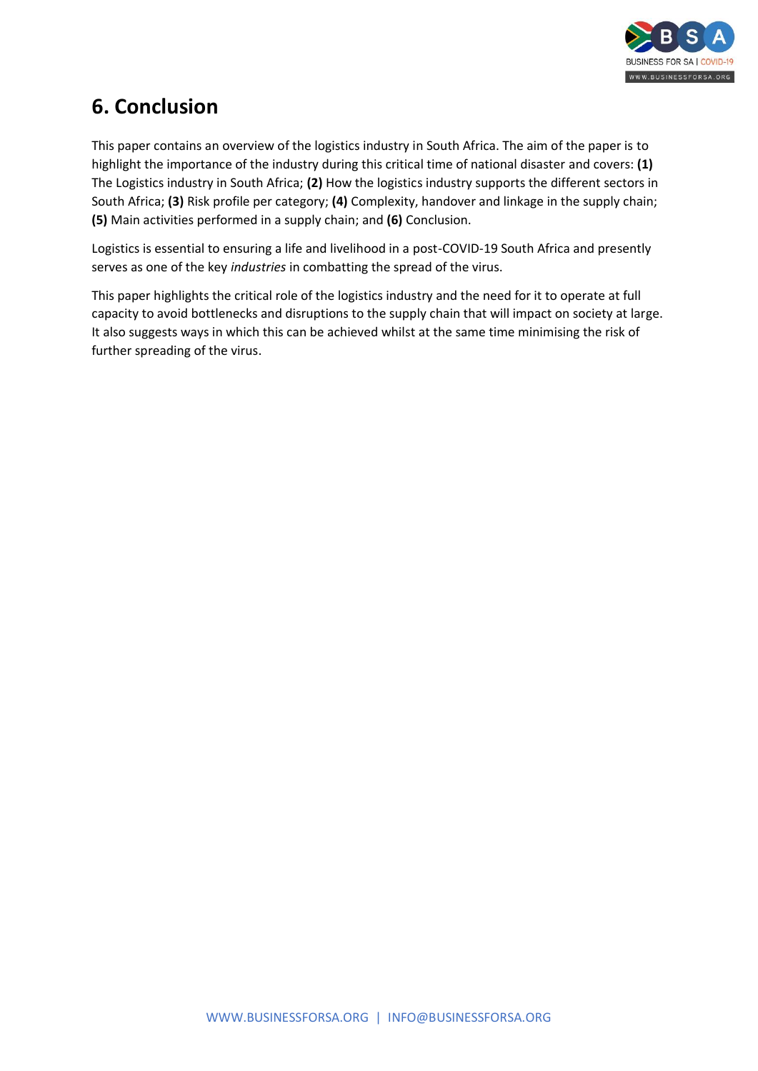## 6. Conclusion

This paper contains an overview of the logistics industry in South Africa. The aim of the paper is to highlight the importance of the industry during this critical time of national disaster and covers: **(1)** The Logistics industry in South Africa; **(2)** How the logistics industry supports the different sectors in South Africa; **(3)** Risk profile per category; **(4)** Complexity, handover and linkage in the supply chain; **(5)** Main activities performed in a supply chain; and **(6)** Conclusion.

Logistics is essential to ensuring a life and livelihood in a post-COVID-19 South Africa and presently serves as one of the key *industries* in combatting the spread of the virus.

This paper highlights the critical role of the logistics industry and the need for it to operate at full capacity to avoid bottlenecks and disruptions to the supply chain that will impact on society at large. It also suggests ways in which this can be achieved whilst at the same time minimising the risk of further spreading of the virus.